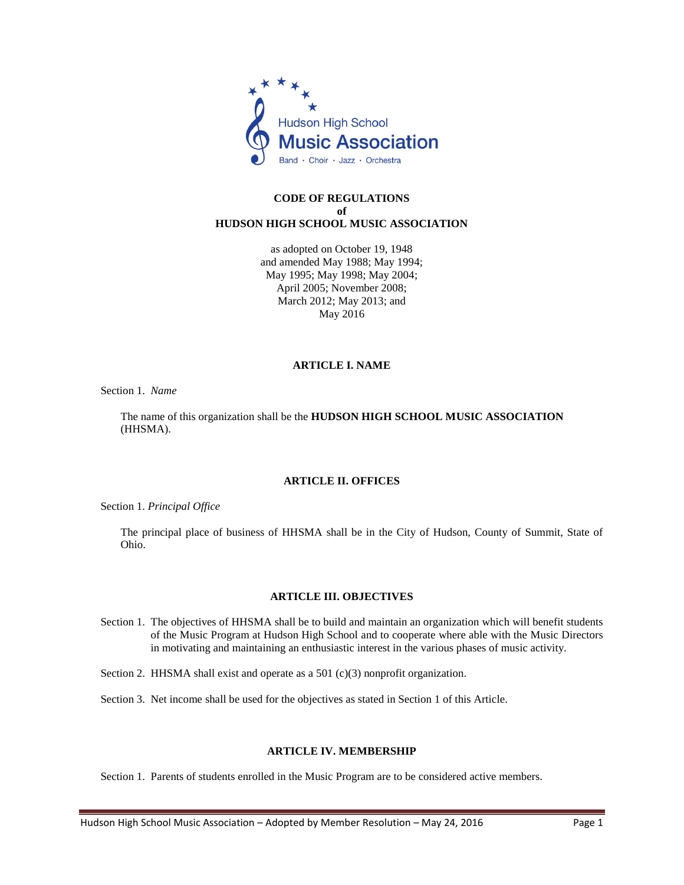Hudson High School

Music Association

Band · Choir · Jazz · Orchestra

# CODE OF REGULATIONS
# of
# HUDSON HIGH SCHOOL MUSIC ASSOCIATION

as adopted on October 19, 1948
and amended May 1988; May 1994;
May 1995; May 1998; May 2004;
April 2005; November 2008;
March 2012; May 2013; and
May 2016

## ARTICLE I. NAME

Section 1. *Name*

The name of this organization shall be the **HUDSON HIGH SCHOOL MUSIC ASSOCIATION** (HHSMA).

## ARTICLE II. OFFICES

Section 1. *Principal Office*

The principal place of business of HHSMA shall be in the City of Hudson, County of Summit, State of Ohio.

## ARTICLE III. OBJECTIVES

Section 1. The objectives of HHSMA shall be to build and maintain an organization which will benefit students of the Music Program at Hudson High School and to cooperate where able with the Music Directors in motivating and maintaining an enthusiastic interest in the various phases of music activity.

Section 2. HHSMA shall exist and operate as a 501 (c)(3) nonprofit organization.

Section 3. Net income shall be used for the objectives as stated in Section 1 of this Article.

## ARTICLE IV. MEMBERSHIP

Section 1. Parents of students enrolled in the Music Program are to be considered active members.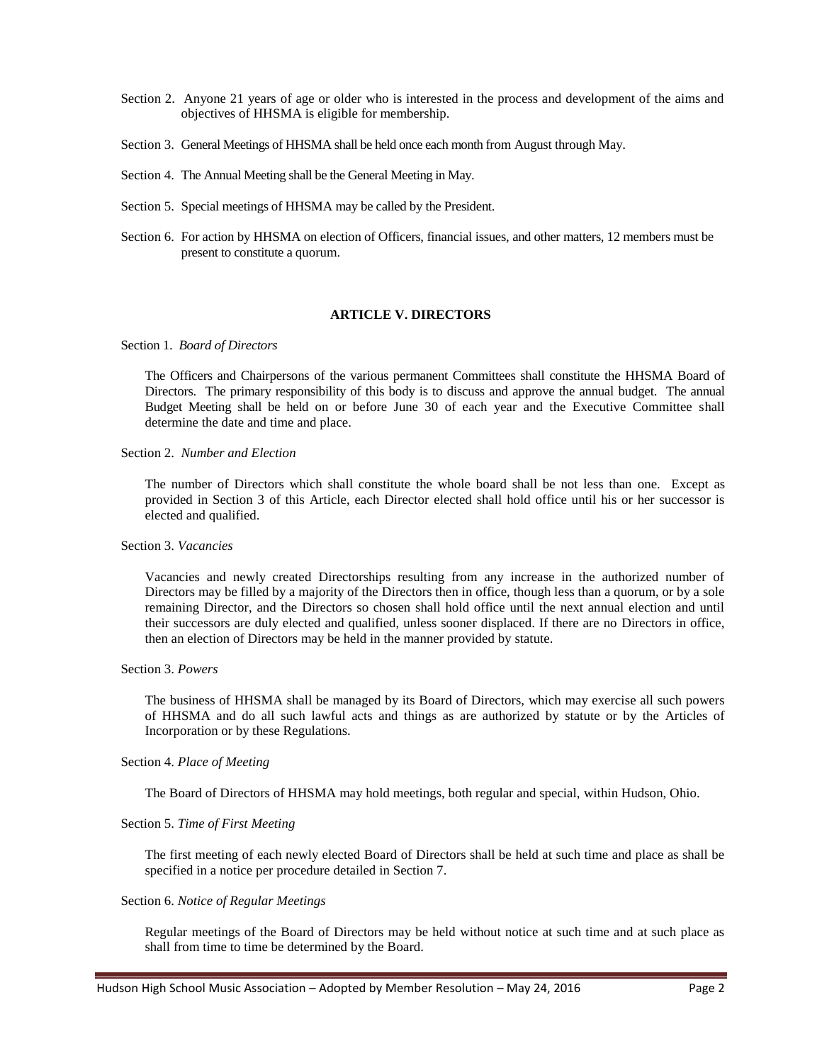Section 2. Anyone 21 years of age or older who is interested in the process and development of the aims and objectives of HHSMA is eligible for membership.

Section 3. General Meetings of HHSMA shall be held once each month from August through May.

Section 4. The Annual Meeting shall be the General Meeting in May.

Section 5. Special meetings of HHSMA may be called by the President.

Section 6. For action by HHSMA on election of Officers, financial issues, and other matters, 12 members must be present to constitute a quorum.

## ARTICLE V. DIRECTORS

Section 1. *Board of Directors*

The Officers and Chairpersons of the various permanent Committees shall constitute the HHSMA Board of Directors. The primary responsibility of this body is to discuss and approve the annual budget. The annual Budget Meeting shall be held on or before June 30 of each year and the Executive Committee shall determine the date and time and place.

Section 2. *Number and Election*

The number of Directors which shall constitute the whole board shall be not less than one. Except as provided in Section 3 of this Article, each Director elected shall hold office until his or her successor is elected and qualified.

Section 3. *Vacancies*

Vacancies and newly created Directorships resulting from any increase in the authorized number of Directors may be filled by a majority of the Directors then in office, though less than a quorum, or by a sole remaining Director, and the Directors so chosen shall hold office until the next annual election and until their successors are duly elected and qualified, unless sooner displaced. If there are no Directors in office, then an election of Directors may be held in the manner provided by statute.

Section 3. *Powers*

The business of HHSMA shall be managed by its Board of Directors, which may exercise all such powers of HHSMA and do all such lawful acts and things as are authorized by statute or by the Articles of Incorporation or by these Regulations.

Section 4. *Place of Meeting*

The Board of Directors of HHSMA may hold meetings, both regular and special, within Hudson, Ohio.

Section 5. *Time of First Meeting*

The first meeting of each newly elected Board of Directors shall be held at such time and place as shall be specified in a notice per procedure detailed in Section 7.

Section 6. *Notice of Regular Meetings*

Regular meetings of the Board of Directors may be held without notice at such time and at such place as shall from time to time be determined by the Board.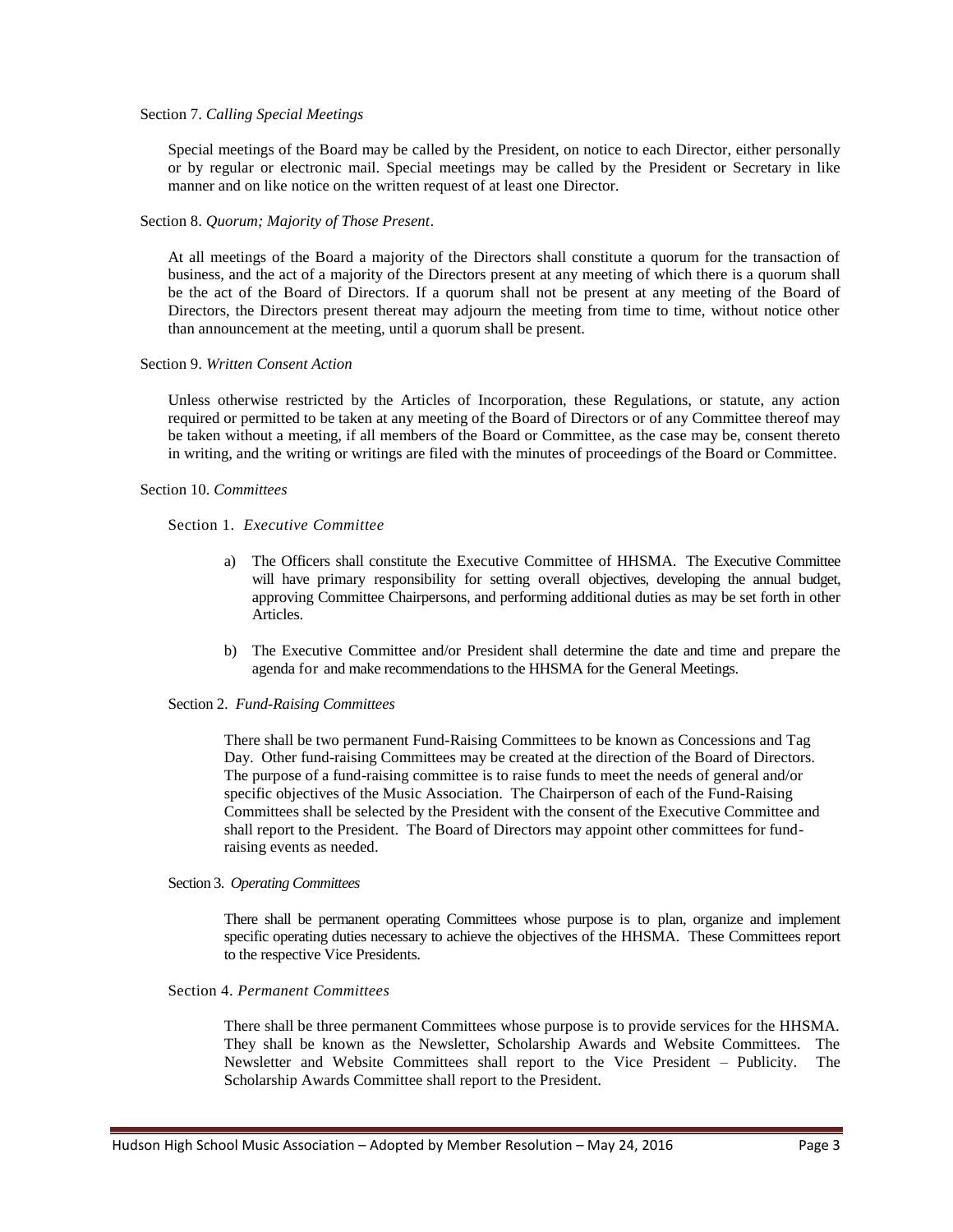Section 7. *Calling Special Meetings*

Special meetings of the Board may be called by the President, on notice to each Director, either personally or by regular or electronic mail. Special meetings may be called by the President or Secretary in like manner and on like notice on the written request of at least one Director.

Section 8. *Quorum; Majority of Those Present*.

At all meetings of the Board a majority of the Directors shall constitute a quorum for the transaction of business, and the act of a majority of the Directors present at any meeting of which there is a quorum shall be the act of the Board of Directors. If a quorum shall not be present at any meeting of the Board of Directors, the Directors present thereat may adjourn the meeting from time to time, without notice other than announcement at the meeting, until a quorum shall be present.

Section 9. *Written Consent Action*

Unless otherwise restricted by the Articles of Incorporation, these Regulations, or statute, any action required or permitted to be taken at any meeting of the Board of Directors or of any Committee thereof may be taken without a meeting, if all members of the Board or Committee, as the case may be, consent thereto in writing, and the writing or writings are filed with the minutes of proceedings of the Board or Committee.

Section 10. *Committees*

Section 1. *Executive Committee*

a) The Officers shall constitute the Executive Committee of HHSMA. The Executive Committee will have primary responsibility for setting overall objectives, developing the annual budget, approving Committee Chairpersons, and performing additional duties as may be set forth in other Articles.

b) The Executive Committee and/or President shall determine the date and time and prepare the agenda for and make recommendations to the HHSMA for the General Meetings.

Section 2. *Fund-Raising Committees*

There shall be two permanent Fund-Raising Committees to be known as Concessions and Tag Day. Other fund-raising Committees may be created at the direction of the Board of Directors. The purpose of a fund-raising committee is to raise funds to meet the needs of general and/or specific objectives of the Music Association. The Chairperson of each of the Fund-Raising Committees shall be selected by the President with the consent of the Executive Committee and shall report to the President. The Board of Directors may appoint other committees for fund-raising events as needed.

Section 3. *Operating Committees*

There shall be permanent operating Committees whose purpose is to plan, organize and implement specific operating duties necessary to achieve the objectives of the HHSMA. These Committees report to the respective Vice Presidents.

Section 4. *Permanent Committees*

There shall be three permanent Committees whose purpose is to provide services for the HHSMA. They shall be known as the Newsletter, Scholarship Awards and Website Committees. The Newsletter and Website Committees shall report to the Vice President – Publicity. The Scholarship Awards Committee shall report to the President.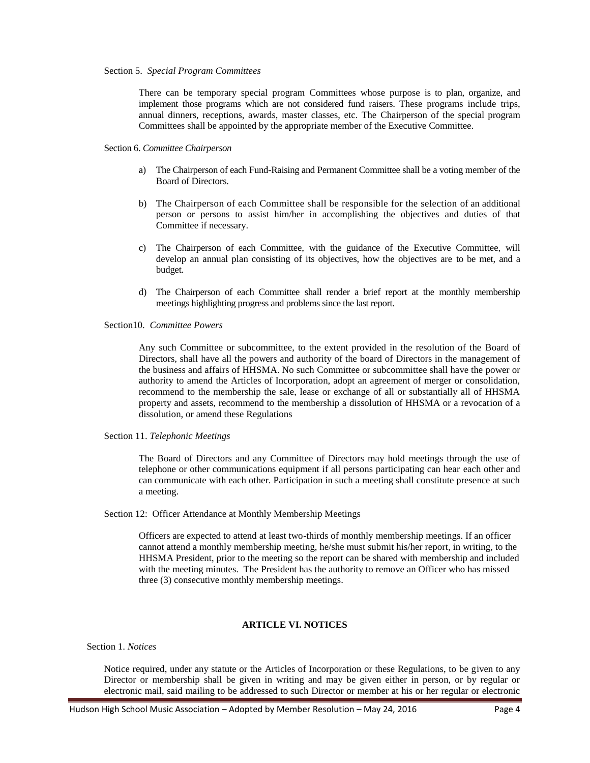Section 5. *Special Program Committees*

There can be temporary special program Committees whose purpose is to plan, organize, and implement those programs which are not considered fund raisers. These programs include trips, annual dinners, receptions, awards, master classes, etc. The Chairperson of the special program Committees shall be appointed by the appropriate member of the Executive Committee.

Section 6. *Committee Chairperson*

a) The Chairperson of each Fund-Raising and Permanent Committee shall be a voting member of the Board of Directors.

b) The Chairperson of each Committee shall be responsible for the selection of an additional person or persons to assist him/her in accomplishing the objectives and duties of that Committee if necessary.

c) The Chairperson of each Committee, with the guidance of the Executive Committee, will develop an annual plan consisting of its objectives, how the objectives are to be met, and a budget.

d) The Chairperson of each Committee shall render a brief report at the monthly membership meetings highlighting progress and problems since the last report.

Section10. *Committee Powers*

Any such Committee or subcommittee, to the extent provided in the resolution of the Board of Directors, shall have all the powers and authority of the board of Directors in the management of the business and affairs of HHSMA. No such Committee or subcommittee shall have the power or authority to amend the Articles of Incorporation, adopt an agreement of merger or consolidation, recommend to the membership the sale, lease or exchange of all or substantially all of HHSMA property and assets, recommend to the membership a dissolution of HHSMA or a revocation of a dissolution, or amend these Regulations

Section 11. *Telephonic Meetings*

The Board of Directors and any Committee of Directors may hold meetings through the use of telephone or other communications equipment if all persons participating can hear each other and can communicate with each other. Participation in such a meeting shall constitute presence at such a meeting.

Section 12: Officer Attendance at Monthly Membership Meetings

Officers are expected to attend at least two-thirds of monthly membership meetings. If an officer cannot attend a monthly membership meeting, he/she must submit his/her report, in writing, to the HHSMA President, prior to the meeting so the report can be shared with membership and included with the meeting minutes. The President has the authority to remove an Officer who has missed three (3) consecutive monthly membership meetings.

## ARTICLE VI. NOTICES

Section 1. *Notices*

Notice required, under any statute or the Articles of Incorporation or these Regulations, to be given to any Director or membership shall be given in writing and may be given either in person, or by regular or electronic mail, said mailing to be addressed to such Director or member at his or her regular or electronic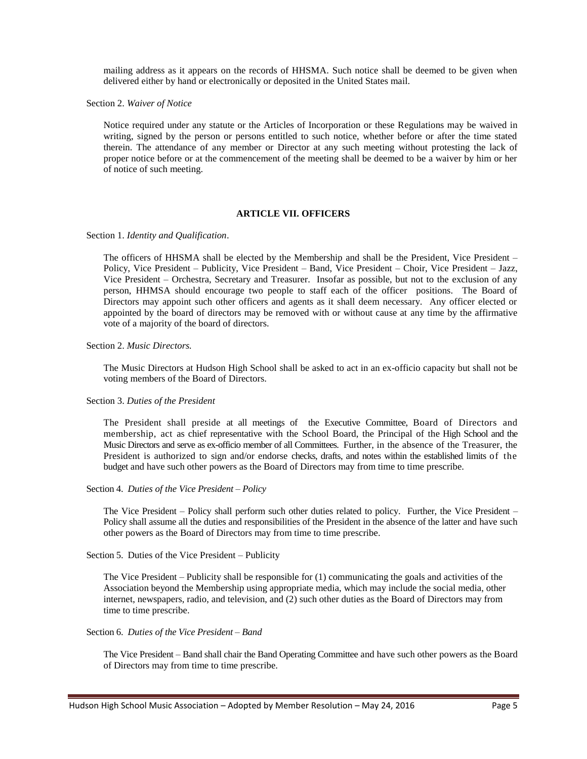mailing address as it appears on the records of HHSMA. Such notice shall be deemed to be given when delivered either by hand or electronically or deposited in the United States mail.

Section 2. *Waiver of Notice*

Notice required under any statute or the Articles of Incorporation or these Regulations may be waived in writing, signed by the person or persons entitled to such notice, whether before or after the time stated therein. The attendance of any member or Director at any such meeting without protesting the lack of proper notice before or at the commencement of the meeting shall be deemed to be a waiver by him or her of notice of such meeting.

## ARTICLE VII. OFFICERS

Section 1. *Identity and Qualification*.

The officers of HHSMA shall be elected by the Membership and shall be the President, Vice President – Policy, Vice President – Publicity, Vice President – Band, Vice President – Choir, Vice President – Jazz, Vice President – Orchestra, Secretary and Treasurer. Insofar as possible, but not to the exclusion of any person, HHMSA should encourage two people to staff each of the officer positions. The Board of Directors may appoint such other officers and agents as it shall deem necessary. Any officer elected or appointed by the board of directors may be removed with or without cause at any time by the affirmative vote of a majority of the board of directors.

Section 2. *Music Directors.*

The Music Directors at Hudson High School shall be asked to act in an ex-officio capacity but shall not be voting members of the Board of Directors.

Section 3. *Duties of the President*

The President shall preside at all meetings of the Executive Committee, Board of Directors and membership, act as chief representative with the School Board, the Principal of the High School and the Music Directors and serve as ex-officio member of all Committees. Further, in the absence of the Treasurer, the President is authorized to sign and/or endorse checks, drafts, and notes within the established limits of the budget and have such other powers as the Board of Directors may from time to time prescribe.

Section 4. *Duties of the Vice President – Policy*

The Vice President – Policy shall perform such other duties related to policy. Further, the Vice President – Policy shall assume all the duties and responsibilities of the President in the absence of the latter and have such other powers as the Board of Directors may from time to time prescribe.

Section 5. Duties of the Vice President – Publicity

The Vice President – Publicity shall be responsible for (1) communicating the goals and activities of the Association beyond the Membership using appropriate media, which may include the social media, other internet, newspapers, radio, and television, and (2) such other duties as the Board of Directors may from time to time prescribe.

Section 6. *Duties of the Vice President – Band*

The Vice President – Band shall chair the Band Operating Committee and have such other powers as the Board of Directors may from time to time prescribe.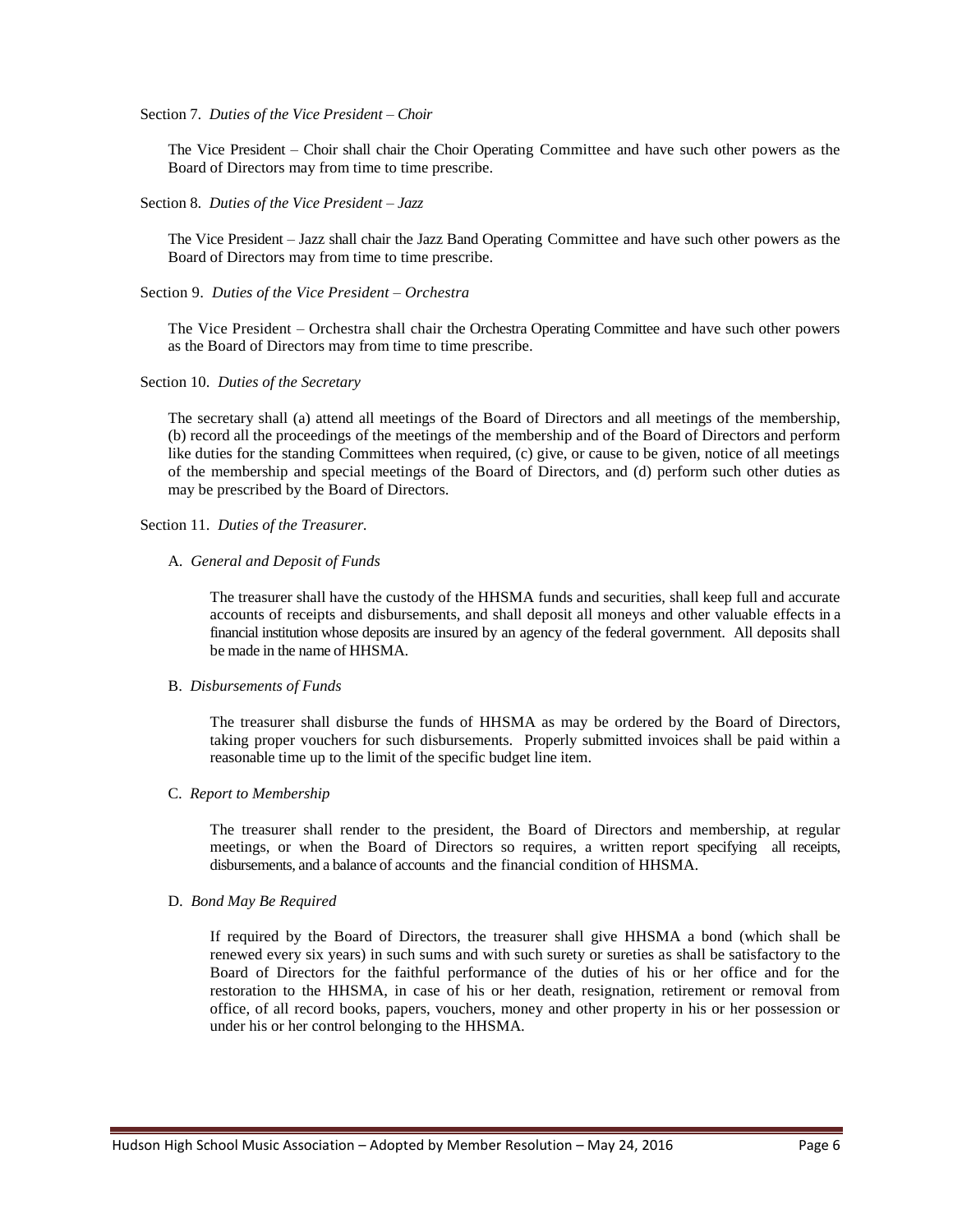Section 7. *Duties of the Vice President – Choir*

The Vice President – Choir shall chair the Choir Operating Committee and have such other powers as the Board of Directors may from time to time prescribe.

Section 8. *Duties of the Vice President – Jazz*

The Vice President – Jazz shall chair the Jazz Band Operating Committee and have such other powers as the Board of Directors may from time to time prescribe.

Section 9. *Duties of the Vice President – Orchestra*

The Vice President – Orchestra shall chair the Orchestra Operating Committee and have such other powers as the Board of Directors may from time to time prescribe.

Section 10. *Duties of the Secretary*

The secretary shall (a) attend all meetings of the Board of Directors and all meetings of the membership, (b) record all the proceedings of the meetings of the membership and of the Board of Directors and perform like duties for the standing Committees when required, (c) give, or cause to be given, notice of all meetings of the membership and special meetings of the Board of Directors, and (d) perform such other duties as may be prescribed by the Board of Directors.

Section 11. *Duties of the Treasurer.*

A. *General and Deposit of Funds*

The treasurer shall have the custody of the HHSMA funds and securities, shall keep full and accurate accounts of receipts and disbursements, and shall deposit all moneys and other valuable effects in a financial institution whose deposits are insured by an agency of the federal government. All deposits shall be made in the name of HHSMA.

B. *Disbursements of Funds*

The treasurer shall disburse the funds of HHSMA as may be ordered by the Board of Directors, taking proper vouchers for such disbursements. Properly submitted invoices shall be paid within a reasonable time up to the limit of the specific budget line item.

C. *Report to Membership*

The treasurer shall render to the president, the Board of Directors and membership, at regular meetings, or when the Board of Directors so requires, a written report specifying all receipts, disbursements, and a balance of accounts and the financial condition of HHSMA.

D. *Bond May Be Required*

If required by the Board of Directors, the treasurer shall give HHSMA a bond (which shall be renewed every six years) in such sums and with such surety or sureties as shall be satisfactory to the Board of Directors for the faithful performance of the duties of his or her office and for the restoration to the HHSMA, in case of his or her death, resignation, retirement or removal from office, of all record books, papers, vouchers, money and other property in his or her possession or under his or her control belonging to the HHSMA.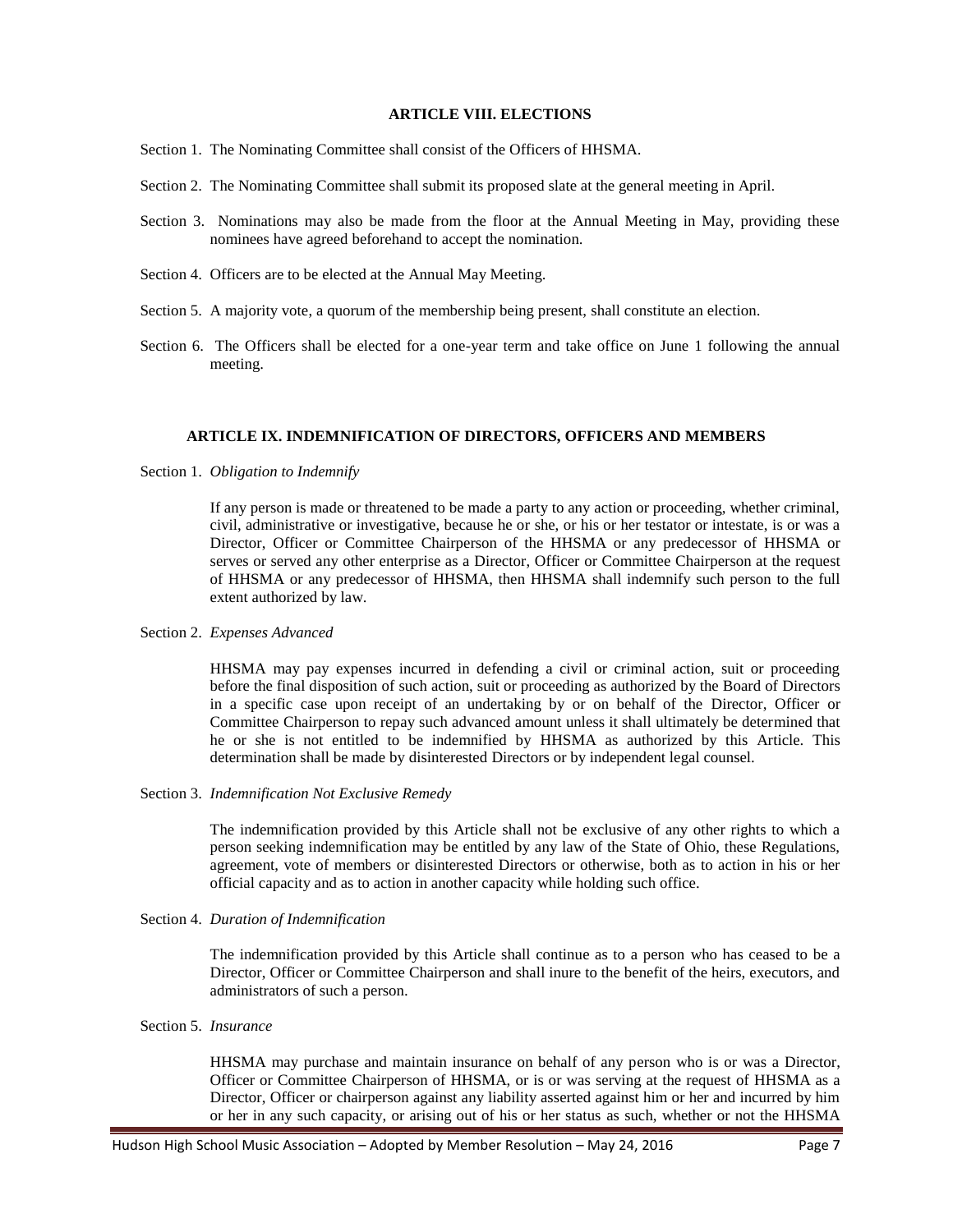## ARTICLE VIII. ELECTIONS

Section 1. The Nominating Committee shall consist of the Officers of HHSMA.

Section 2. The Nominating Committee shall submit its proposed slate at the general meeting in April.

Section 3. Nominations may also be made from the floor at the Annual Meeting in May, providing these nominees have agreed beforehand to accept the nomination.

Section 4. Officers are to be elected at the Annual May Meeting.

Section 5. A majority vote, a quorum of the membership being present, shall constitute an election.

Section 6. The Officers shall be elected for a one-year term and take office on June 1 following the annual meeting.

## ARTICLE IX. INDEMNIFICATION OF DIRECTORS, OFFICERS AND MEMBERS

Section 1. *Obligation to Indemnify*

If any person is made or threatened to be made a party to any action or proceeding, whether criminal, civil, administrative or investigative, because he or she, or his or her testator or intestate, is or was a Director, Officer or Committee Chairperson of the HHSMA or any predecessor of HHSMA or serves or served any other enterprise as a Director, Officer or Committee Chairperson at the request of HHSMA or any predecessor of HHSMA, then HHSMA shall indemnify such person to the full extent authorized by law.

Section 2. *Expenses Advanced*

HHSMA may pay expenses incurred in defending a civil or criminal action, suit or proceeding before the final disposition of such action, suit or proceeding as authorized by the Board of Directors in a specific case upon receipt of an undertaking by or on behalf of the Director, Officer or Committee Chairperson to repay such advanced amount unless it shall ultimately be determined that he or she is not entitled to be indemnified by HHSMA as authorized by this Article. This determination shall be made by disinterested Directors or by independent legal counsel.

Section 3. *Indemnification Not Exclusive Remedy*

The indemnification provided by this Article shall not be exclusive of any other rights to which a person seeking indemnification may be entitled by any law of the State of Ohio, these Regulations, agreement, vote of members or disinterested Directors or otherwise, both as to action in his or her official capacity and as to action in another capacity while holding such office.

Section 4. *Duration of Indemnification*

The indemnification provided by this Article shall continue as to a person who has ceased to be a Director, Officer or Committee Chairperson and shall inure to the benefit of the heirs, executors, and administrators of such a person.

Section 5. *Insurance*

HHSMA may purchase and maintain insurance on behalf of any person who is or was a Director, Officer or Committee Chairperson of HHSMA, or is or was serving at the request of HHSMA as a Director, Officer or chairperson against any liability asserted against him or her and incurred by him or her in any such capacity, or arising out of his or her status as such, whether or not the HHSMA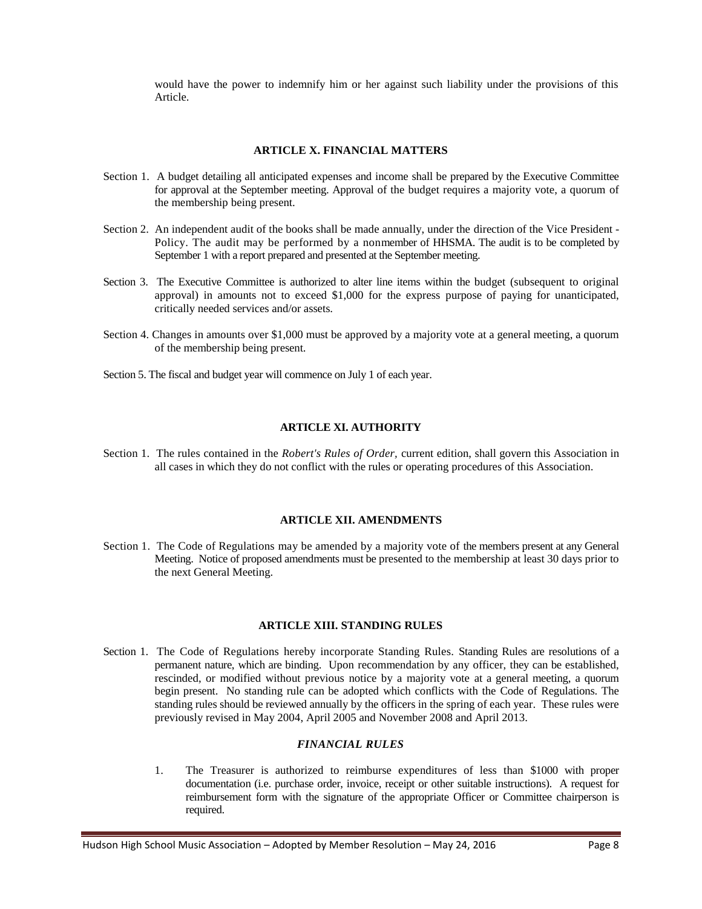would have the power to indemnify him or her against such liability under the provisions of this Article.

## ARTICLE X. FINANCIAL MATTERS

Section 1. A budget detailing all anticipated expenses and income shall be prepared by the Executive Committee for approval at the September meeting. Approval of the budget requires a majority vote, a quorum of the membership being present.

Section 2. An independent audit of the books shall be made annually, under the direction of the Vice President - Policy. The audit may be performed by a nonmember of HHSMA. The audit is to be completed by September 1 with a report prepared and presented at the September meeting.

Section 3. The Executive Committee is authorized to alter line items within the budget (subsequent to original approval) in amounts not to exceed $1,000 for the express purpose of paying for unanticipated, critically needed services and/or assets.

Section 4. Changes in amounts over $1,000 must be approved by a majority vote at a general meeting, a quorum of the membership being present.

Section 5. The fiscal and budget year will commence on July 1 of each year.

## ARTICLE XI. AUTHORITY

Section 1. The rules contained in the *Robert's Rules of Order,* current edition, shall govern this Association in all cases in which they do not conflict with the rules or operating procedures of this Association.

## ARTICLE XII. AMENDMENTS

Section 1. The Code of Regulations may be amended by a majority vote of the members present at any General Meeting. Notice of proposed amendments must be presented to the membership at least 30 days prior to the next General Meeting.

## ARTICLE XIII. STANDING RULES

Section 1. The Code of Regulations hereby incorporate Standing Rules. Standing Rules are resolutions of a permanent nature, which are binding. Upon recommendation by any officer, they can be established, rescinded, or modified without previous notice by a majority vote at a general meeting, a quorum begin present. No standing rule can be adopted which conflicts with the Code of Regulations. The standing rules should be reviewed annually by the officers in the spring of each year. These rules were previously revised in May 2004, April 2005 and November 2008 and April 2013.

### *FINANCIAL RULES*

1. The Treasurer is authorized to reimburse expenditures of less than $1000 with proper documentation (i.e. purchase order, invoice, receipt or other suitable instructions). A request for reimbursement form with the signature of the appropriate Officer or Committee chairperson is required.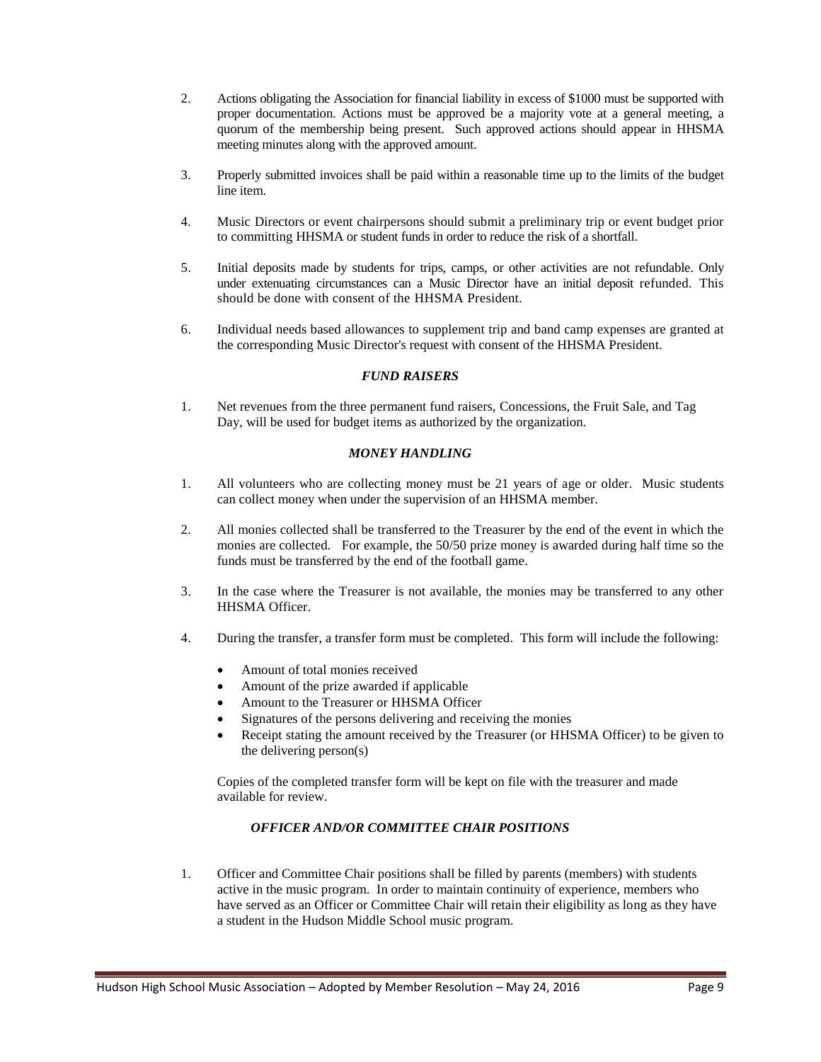2. Actions obligating the Association for financial liability in excess of $1000 must be supported with proper documentation. Actions must be approved be a majority vote at a general meeting, a quorum of the membership being present. Such approved actions should appear in HHSMA meeting minutes along with the approved amount.

3. Properly submitted invoices shall be paid within a reasonable time up to the limits of the budget line item.

4. Music Directors or event chairpersons should submit a preliminary trip or event budget prior to committing HHSMA or student funds in order to reduce the risk of a shortfall.

5. Initial deposits made by students for trips, camps, or other activities are not refundable. Only under extenuating circumstances can a Music Director have an initial deposit refunded. This should be done with consent of the HHSMA President.

6. Individual needs based allowances to supplement trip and band camp expenses are granted at the corresponding Music Director's request with consent of the HHSMA President.

### *FUND RAISERS*

1. Net revenues from the three permanent fund raisers, Concessions, the Fruit Sale, and Tag Day, will be used for budget items as authorized by the organization.

### *MONEY HANDLING*

1. All volunteers who are collecting money must be 21 years of age or older. Music students can collect money when under the supervision of an HHSMA member.

2. All monies collected shall be transferred to the Treasurer by the end of the event in which the monies are collected. For example, the 50/50 prize money is awarded during half time so the funds must be transferred by the end of the football game.

3. In the case where the Treasurer is not available, the monies may be transferred to any other HHSMA Officer.

4. During the transfer, a transfer form must be completed. This form will include the following:

   - Amount of total monies received
   - Amount of the prize awarded if applicable
   - Amount to the Treasurer or HHSMA Officer
   - Signatures of the persons delivering and receiving the monies
   - Receipt stating the amount received by the Treasurer (or HHSMA Officer) to be given to the delivering person(s)

   Copies of the completed transfer form will be kept on file with the treasurer and made available for review.

### *OFFICER AND/OR COMMITTEE CHAIR POSITIONS*

1. Officer and Committee Chair positions shall be filled by parents (members) with students active in the music program. In order to maintain continuity of experience, members who have served as an Officer or Committee Chair will retain their eligibility as long as they have a student in the Hudson Middle School music program.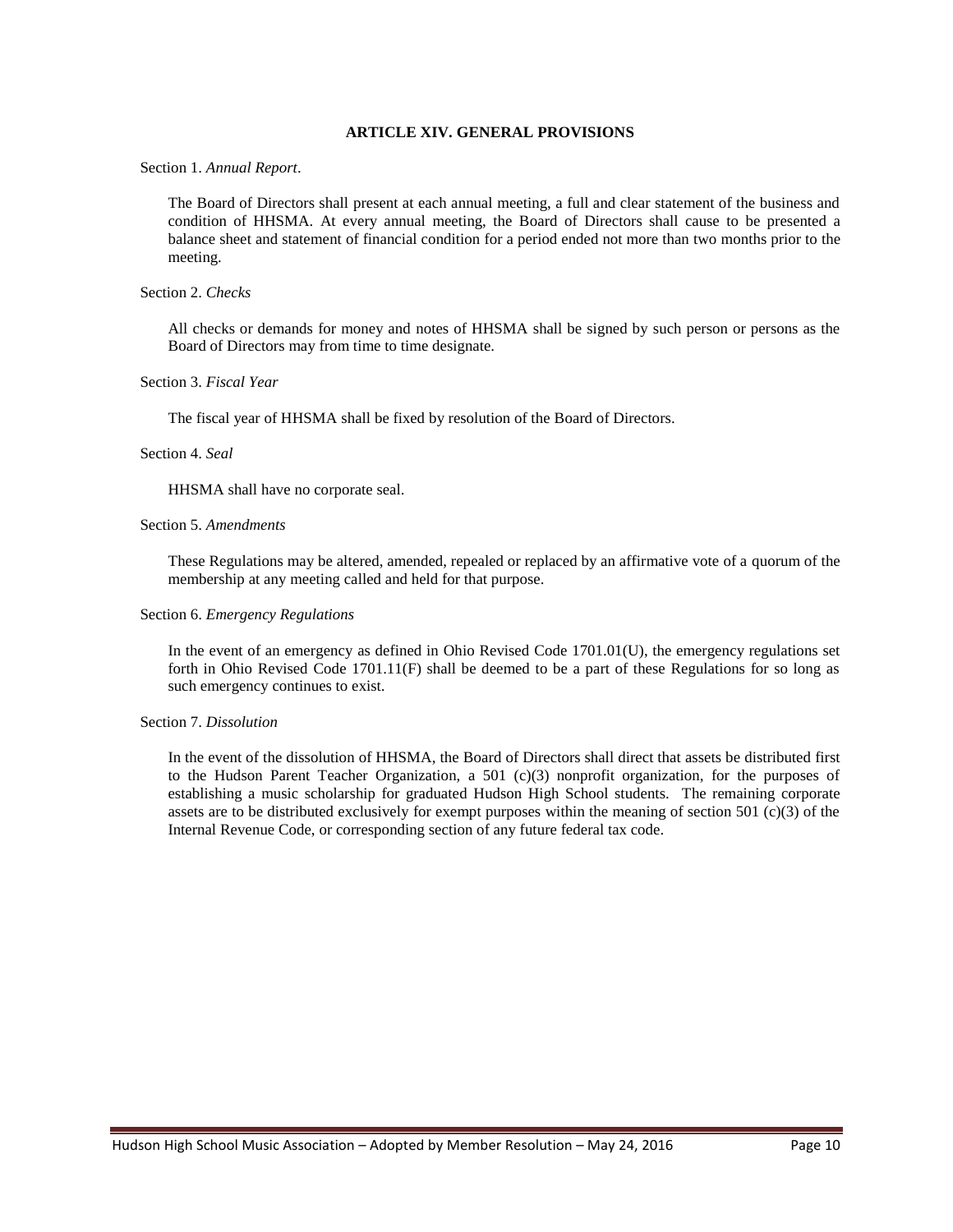## ARTICLE XIV. GENERAL PROVISIONS

Section 1. *Annual Report*.

The Board of Directors shall present at each annual meeting, a full and clear statement of the business and condition of HHSMA. At every annual meeting, the Board of Directors shall cause to be presented a balance sheet and statement of financial condition for a period ended not more than two months prior to the meeting.

Section 2. *Checks*

All checks or demands for money and notes of HHSMA shall be signed by such person or persons as the Board of Directors may from time to time designate.

Section 3. *Fiscal Year*

The fiscal year of HHSMA shall be fixed by resolution of the Board of Directors.

Section 4. *Seal*

HHSMA shall have no corporate seal.

Section 5. *Amendments*

These Regulations may be altered, amended, repealed or replaced by an affirmative vote of a quorum of the membership at any meeting called and held for that purpose.

Section 6. *Emergency Regulations*

In the event of an emergency as defined in Ohio Revised Code 1701.01(U), the emergency regulations set forth in Ohio Revised Code 1701.11(F) shall be deemed to be a part of these Regulations for so long as such emergency continues to exist.

Section 7. *Dissolution*

In the event of the dissolution of HHSMA, the Board of Directors shall direct that assets be distributed first to the Hudson Parent Teacher Organization, a 501 (c)(3) nonprofit organization, for the purposes of establishing a music scholarship for graduated Hudson High School students. The remaining corporate assets are to be distributed exclusively for exempt purposes within the meaning of section 501 (c)(3) of the Internal Revenue Code, or corresponding section of any future federal tax code.